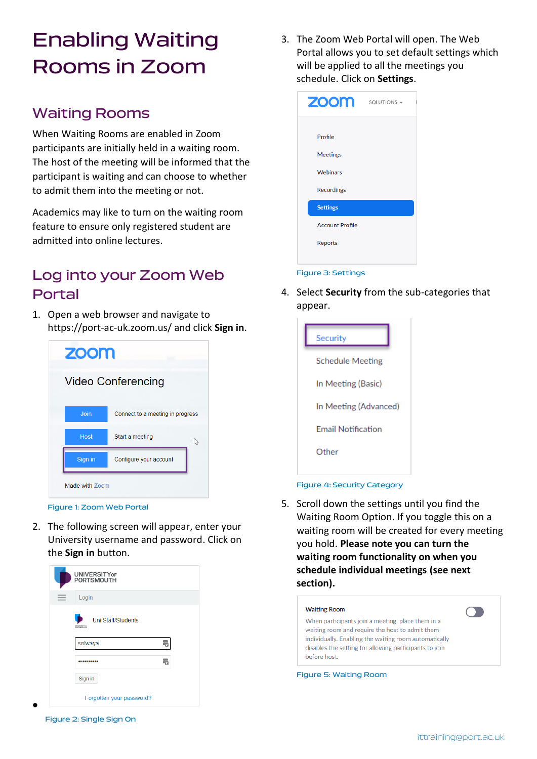# Enabling Waiting Rooms in Zoom

## Waiting Rooms

When Waiting Rooms are enabled in Zoom participants are initially held in a waiting room. The host of the meeting will be informed that the participant is waiting and can choose to whether to admit them into the meeting or not.

Academics may like to turn on the waiting room feature to ensure only registered student are admitted into online lectures.

## Log into your Zoom Web Portal

1. Open a web browser and navigate to https://port-ac-uk.zoom.us/ and click **Sign in**.

Figure 1: Zoom Web Portal

2. The following screen will appear, enter your University username and password. Click on the **Sign in** button.

Figure 2: Single Sign On

3. The Zoom Web Portal will open. The Web Portal allows you to set default settings which will be applied to all the meetings you schedule. Click on **Settings**.

Figure 3: Settings

4. Select **Security** from the sub-categories that appear.

Figure 4: Security Category

5. Scroll down the settings until you find the Waiting Room Option. If you toggle this on a waiting room will be created for every meeting you hold. **Please note you can turn the waiting room functionality on when you schedule individual meetings (see next section).**

Figure 5: Waiting Room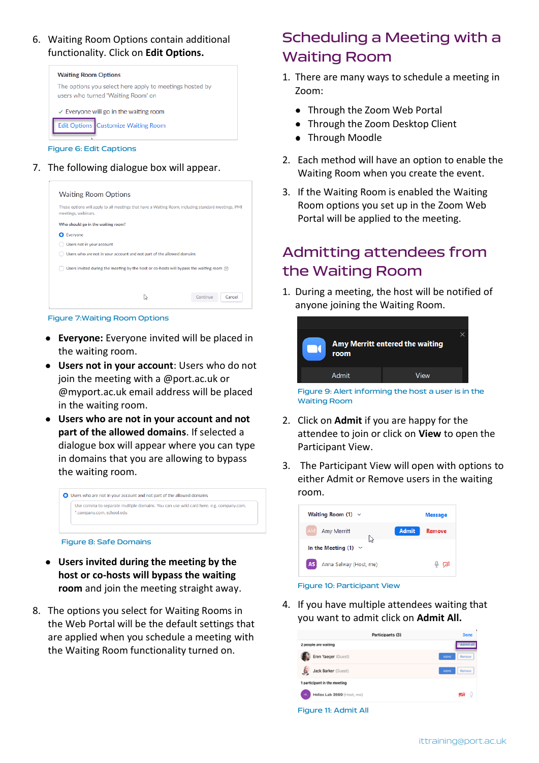6. Waiting Room Options contain additional functionality. Click on **Edit Options.**

Figure 6: Edit Captions

7. The following dialogue box will appear.

Figure 7:Waiting Room Options

- **Everyone:** Everyone invited will be placed in the waiting room.
- **Users not in your account**: Users who do not join the meeting with a @port.ac.uk or @myport.ac.uk email address will be placed in the waiting room.
- **Users who are not in your account and not part of the allowed domains**. If selected a dialogue box will appear where you can type in domains that you are allowing to bypass the waiting room.

Figure 8: Safe Domains

- **Users invited during the meeting by the host or co-hosts will bypass the waiting room** and join the meeting straight away.

8. The options you select for Waiting Rooms in the Web Portal will be the default settings that are applied when you schedule a meeting with the Waiting Room functionality turned on.

## Scheduling a Meeting with a Waiting Room

1. There are many ways to schedule a meeting in Zoom:
   - Through the Zoom Web Portal
   - Through the Zoom Desktop Client
   - Through Moodle
2. Each method will have an option to enable the Waiting Room when you create the event.
3. If the Waiting Room is enabled the Waiting Room options you set up in the Zoom Web Portal will be applied to the meeting.

## Admitting attendees from the Waiting Room

1. During a meeting, the host will be notified of anyone joining the Waiting Room.

Figure 9: Alert informing the host a user is in the Waiting Room

2. Click on **Admit** if you are happy for the attendee to join or click on **View** to open the Participant View.
3. The Participant View will open with options to either Admit or Remove users in the waiting room.

Figure 10: Participant View

4. If you have multiple attendees waiting that you want to admit click on **Admit All.**

Figure 11: Admit All